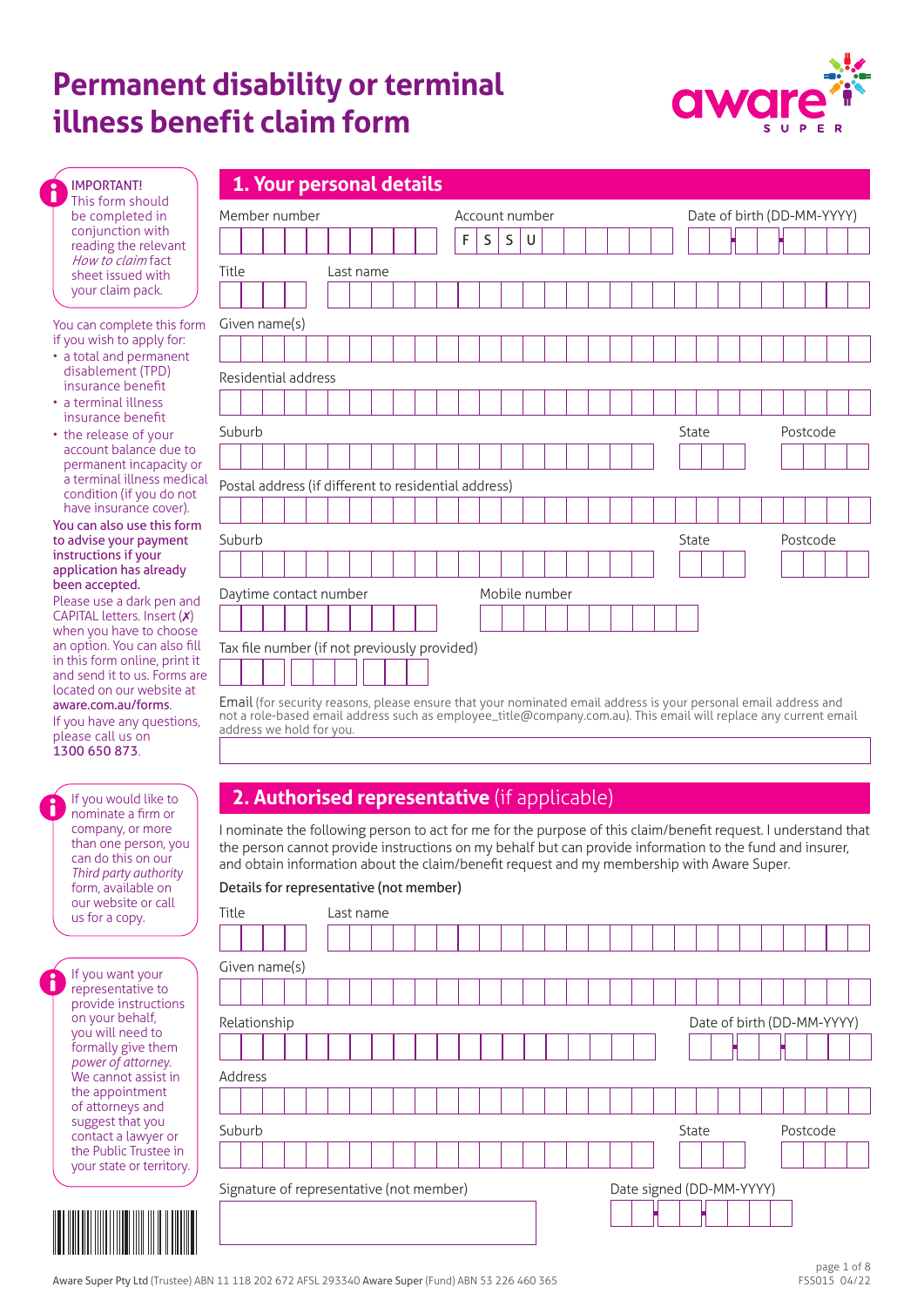# Permanent disability or terminal illness benefit claim form

aware SUPER

**IMPORTANT!**
This form should be completed in conjunction with reading the relevant *How to claim* fact sheet issued with your claim pack.

You can complete this form if you wish to apply for:

- a total and permanent disablement (TPD) insurance benefit
- a terminal illness insurance benefit
- the release of your account balance due to permanent incapacity or a terminal illness medical condition (if you do not have insurance cover).

**You can also use this form to advise your payment instructions if your application has already been accepted.**

Please use a dark pen and CAPITAL letters. Insert (✗) when you have to choose an option. You can also fill in this form online, print it and send it to us. Forms are located on our website at **aware.com.au/forms**.

If you have any questions, please call us on **1300 650 873**.

If you would like to nominate a firm or company, or more than one person, you can do this on our *Third party authority* form, available on our website or call us for a copy.

If you want your representative to provide instructions on your behalf, you will need to formally give them *power of attorney*. We cannot assist in the appointment of attorneys and suggest that you contact a lawyer or the Public Trustee in your state or territory.

## 1. Your personal details

Member number

Account number F S S U

Date of birth (DD-MM-YYYY)

Title

Last name

Given name(s)

Residential address

Suburb

State

Postcode

Postal address (if different to residential address)

Suburb

State

Postcode

Daytime contact number

Mobile number

Tax file number (if not previously provided)

Email (for security reasons, please ensure that your nominated email address is your personal email address and not a role-based email address such as employee_title@company.com.au). This email will replace any current email address we hold for you.

## 2. Authorised representative (if applicable)

I nominate the following person to act for me for the purpose of this claim/benefit request. I understand that the person cannot provide instructions on my behalf but can provide information to the fund and insurer, and obtain information about the claim/benefit request and my membership with Aware Super.

**Details for representative (not member)**

Title

Last name

Given name(s)

Relationship

Date of birth (DD-MM-YYYY)

Address

Suburb

State

Postcode

Signature of representative (not member)

Date signed (DD-MM-YYYY)

**Aware Super Pty Ltd** (Trustee) ABN 11 118 202 672 AFSL 293340 **Aware Super** (Fund) ABN 53 226 460 365

FSS015 04/22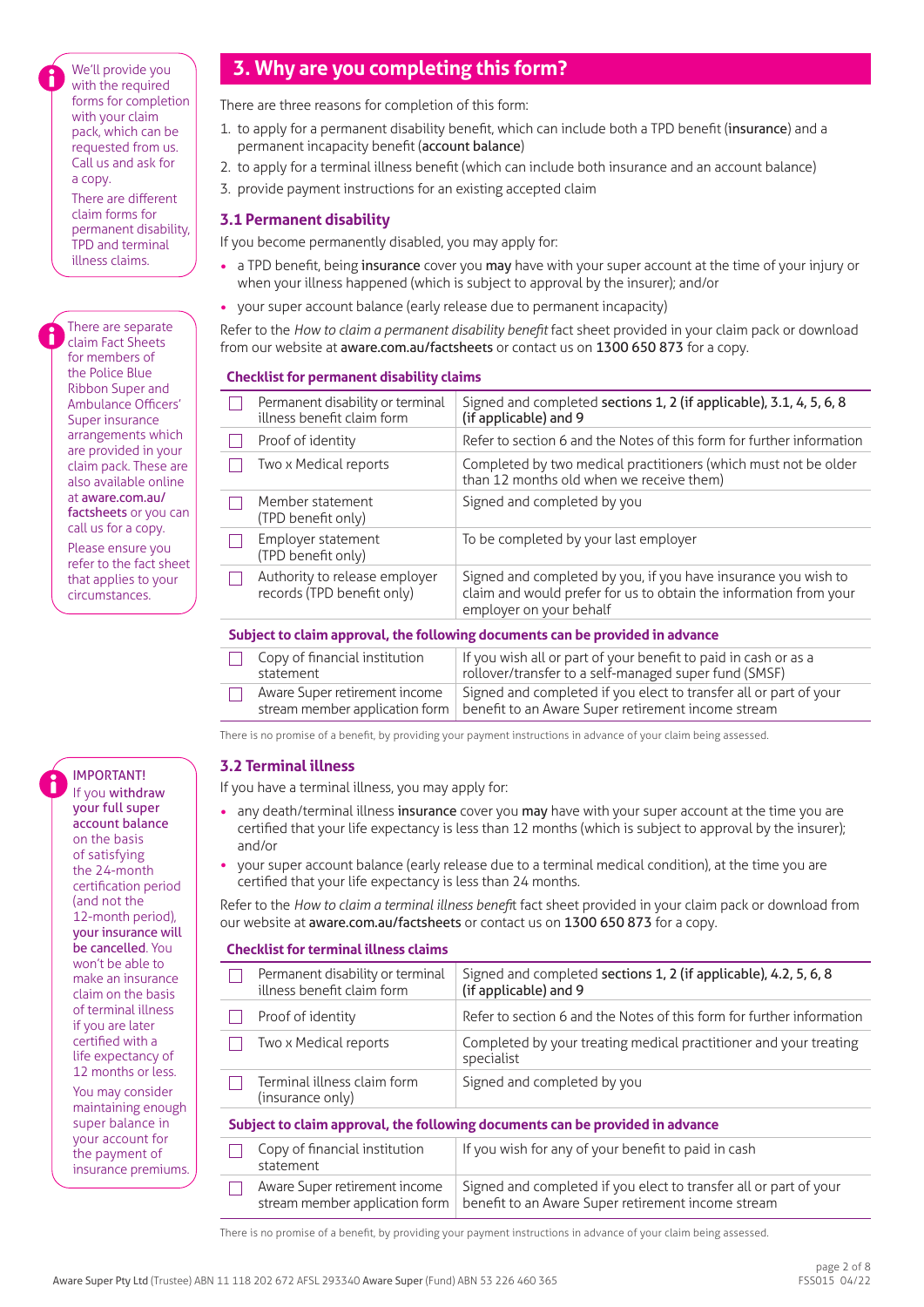## 3. Why are you completing this form?

> We'll provide you with the required forms for completion with your claim pack, which can be requested from us. Call us and ask for a copy.
>
> There are different claim forms for permanent disability, TPD and terminal illness claims.

There are three reasons for completion of this form:

1. to apply for a permanent disability benefit, which can include both a TPD benefit (**insurance**) and a permanent incapacity benefit (**account balance**)
2. to apply for a terminal illness benefit (which can include both insurance and an account balance)
3. provide payment instructions for an existing accepted claim

### 3.1 Permanent disability

> There are separate claim Fact Sheets for members of the Police Blue Ribbon Super and Ambulance Officers' Super insurance arrangements which are provided in your claim pack. These are also available online at **aware.com.au/factsheets** or you can call us for a copy.
>
> Please ensure you refer to the fact sheet that applies to your circumstances.

If you become permanently disabled, you may apply for:

- a TPD benefit, being **insurance** cover you **may** have with your super account at the time of your injury or when your illness happened (which is subject to approval by the insurer); and/or
- your super account balance (early release due to permanent incapacity)

Refer to the *How to claim a permanent disability benefit* fact sheet provided in your claim pack or download from our website at **aware.com.au/factsheets** or contact us on **1300 650 873** for a copy.

**Checklist for permanent disability claims**

| | Document | Requirement |
|---|---|---|
| ☐ | Permanent disability or terminal illness benefit claim form | Signed and completed **sections 1, 2 (if applicable), 3.1, 4, 5, 6, 8 (if applicable) and 9** |
| ☐ | Proof of identity | Refer to section 6 and the Notes of this form for further information |
| ☐ | Two x Medical reports | Completed by two medical practitioners (which must not be older than 12 months old when we receive them) |
| ☐ | Member statement (TPD benefit only) | Signed and completed by you |
| ☐ | Employer statement (TPD benefit only) | To be completed by your last employer |
| ☐ | Authority to release employer records (TPD benefit only) | Signed and completed by you, if you have insurance you wish to claim and would prefer for us to obtain the information from your employer on your behalf |
| | **Subject to claim approval, the following documents can be provided in advance** | |
| ☐ | Copy of financial institution statement | If you wish all or part of your benefit to paid in cash or as a rollover/transfer to a self-managed super fund (SMSF) |
| ☐ | Aware Super retirement income stream member application form | Signed and completed if you elect to transfer all or part of your benefit to an Aware Super retirement income stream |

There is no promise of a benefit, by providing your payment instructions in advance of your claim being assessed.

### 3.2 Terminal illness

> IMPORTANT!
> If you **withdraw your full super account balance** on the basis of satisfying the 24-month certification period (and not the 12-month period), **your insurance will be cancelled**. You won't be able to make an insurance claim on the basis of terminal illness if you are later certified with a life expectancy of 12 months or less.
>
> You may consider maintaining enough super balance in your account for the payment of insurance premiums.

If you have a terminal illness, you may apply for:

- any death/terminal illness **insurance** cover you **may** have with your super account at the time you are certified that your life expectancy is less than 12 months (which is subject to approval by the insurer); and/or
- your super account balance (early release due to a terminal medical condition), at the time you are certified that your life expectancy is less than 24 months.

Refer to the *How to claim a terminal illness benefit* fact sheet provided in your claim pack or download from our website at **aware.com.au/factsheets** or contact us on **1300 650 873** for a copy.

**Checklist for terminal illness claims**

| | Document | Requirement |
|---|---|---|
| ☐ | Permanent disability or terminal illness benefit claim form | Signed and completed **sections 1, 2 (if applicable), 4.2, 5, 6, 8 (if applicable) and 9** |
| ☐ | Proof of identity | Refer to section 6 and the Notes of this form for further information |
| ☐ | Two x Medical reports | Completed by your treating medical practitioner and your treating specialist |
| ☐ | Terminal illness claim form (insurance only) | Signed and completed by you |
| | **Subject to claim approval, the following documents can be provided in advance** | |
| ☐ | Copy of financial institution statement | If you wish for any of your benefit to paid in cash |
| ☐ | Aware Super retirement income stream member application form | Signed and completed if you elect to transfer all or part of your benefit to an Aware Super retirement income stream |

There is no promise of a benefit, by providing your payment instructions in advance of your claim being assessed.

**Aware Super Pty Ltd** (Trustee) ABN 11 118 202 672 AFSL 293340 **Aware Super** (Fund) ABN 53 226 460 365

FSS015 04/22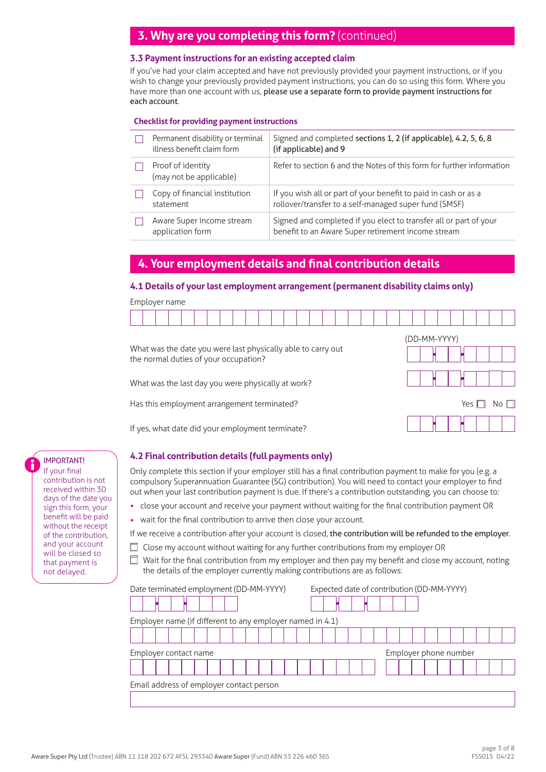## 3. Why are you completing this form? (continued)

### 3.3 Payment instructions for an existing accepted claim

If you've had your claim accepted and have not previously provided your payment instructions, or if you wish to change your previously provided payment instructions, you can do so using this form. Where you have more than one account with us, **please use a separate form to provide payment instructions for each account**.

**Checklist for providing payment instructions**

| | | |
|---|---|---|
| ☐ | Permanent disability or terminal illness benefit claim form | Signed and completed **sections 1, 2 (if applicable), 4.2, 5, 6, 8 (if applicable) and 9** |
| ☐ | Proof of identity (may not be applicable) | Refer to section 6 and the Notes of this form for further information |
| ☐ | Copy of financial institution statement | If you wish all or part of your benefit to paid in cash or as a rollover/transfer to a self-managed super fund (SMSF) |
| ☐ | Aware Super income stream application form | Signed and completed if you elect to transfer all or part of your benefit to an Aware Super retirement income stream |

## 4. Your employment details and final contribution details

### 4.1 Details of your last employment arrangement (permanent disability claims only)

Employer name

(DD-MM-YYYY)

What was the date you were last physically able to carry out the normal duties of your occupation?

What was the last day you were physically at work?

Has this employment arrangement terminated? Yes ☐ No ☐

If yes, what date did your employment terminate?

### 4.2 Final contribution details (full payments only)

Only complete this section if your employer still has a final contribution payment to make for you (e.g. a compulsory Superannuation Guarantee (SG) contribution). You will need to contact your employer to find out when your last contribution payment is due. If there's a contribution outstanding, you can choose to:

- close your account and receive your payment without waiting for the final contribution payment OR
- wait for the final contribution to arrive then close your account.

If we receive a contribution after your account is closed, **the contribution will be refunded to the employer**.

☐ Close my account without waiting for any further contributions from my employer OR

☐ Wait for the final contribution from my employer and then pay my benefit and close my account, noting the details of the employer currently making contributions are as follows:

Date terminated employment (DD-MM-YYYY)

Expected date of contribution (DD-MM-YYYY)

Employer name (if different to any employer named in 4.1)

Employer contact name

Employer phone number

Email address of employer contact person

IMPORTANT!
If your final contribution is not received within 30 days of the date you sign this form, your benefit will be paid without the receipt of the contribution, and your account will be closed so that payment is not delayed.

**Aware Super Pty Ltd** (Trustee) ABN 11 118 202 672 AFSL 293340 **Aware Super** (Fund) ABN 53 226 460 365

FSS015 04/22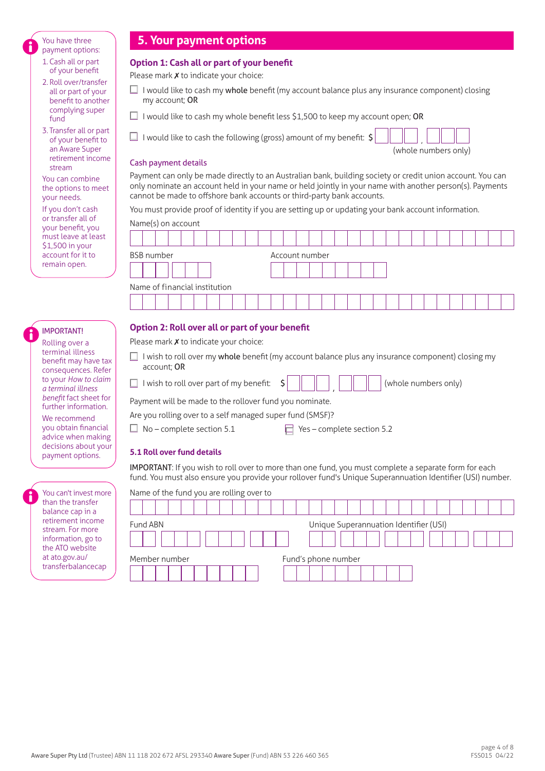## 5. Your payment options

> You have three payment options:
> 1. Cash all or part of your benefit
> 2. Roll over/transfer all or part of your benefit to another complying super fund
> 3. Transfer all or part of your benefit to an Aware Super retirement income stream
>
> You can combine the options to meet your needs.
>
> If you don't cash or transfer all of your benefit, you must leave at least $1,500 in your account for it to remain open.

### Option 1: Cash all or part of your benefit

Please mark ✗ to indicate your choice:

- ☐ I would like to cash my **whole** benefit (my account balance plus any insurance component) closing my account; **OR**
- ☐ I would like to cash my whole benefit less $1,500 to keep my account open; **OR**
- ☐ I would like to cash the following (gross) amount of my benefit: $ ___ , ___ (whole numbers only)

#### Cash payment details

Payment can only be made directly to an Australian bank, building society or credit union account. You can only nominate an account held in your name or held jointly in your name with another person(s). Payments cannot be made to offshore bank accounts or third-party bank accounts.

You must provide proof of identity if you are setting up or updating your bank account information.

Name(s) on account

BSB number

Account number

Name of financial institution

> **IMPORTANT!**
>
> Rolling over a terminal illness benefit may have tax consequences. Refer to your *How to claim a terminal illness benefit* fact sheet for further information.
>
> We recommend you obtain financial advice when making decisions about your payment options.

### Option 2: Roll over all or part of your benefit

Please mark ✗ to indicate your choice:

- ☐ I wish to roll over my **whole** benefit (my account balance plus any insurance component) closing my account; **OR**
- ☐ I wish to roll over part of my benefit: $ ___ , ___ (whole numbers only)

Payment will be made to the rollover fund you nominate.

Are you rolling over to a self managed super fund (SMSF)?

☐ No – complete section 5.1 ☐ Yes – complete section 5.2

#### 5.1 Roll over fund details

**IMPORTANT**: If you wish to roll over to more than one fund, you must complete a separate form for each fund. You must also ensure you provide your rollover fund's Unique Superannuation Identifier (USI) number.

> You can't invest more than the transfer balance cap in a retirement income stream. For more information, go to the ATO website at ato.gov.au/transferbalancecap

Name of the fund you are rolling over to

Fund ABN

Unique Superannuation Identifier (USI)

Member number

Fund's phone number

Aware Super Pty Ltd (Trustee) ABN 11 118 202 672 AFSL 293340 Aware Super (Fund) ABN 53 226 460 365

FSS015 04/22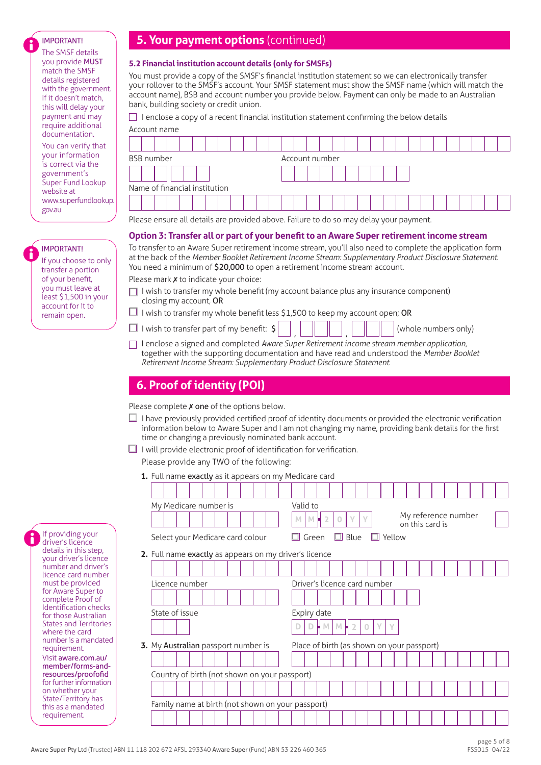## 5. Your payment options (continued)

> **IMPORTANT!**
> The SMSF details you provide **MUST** match the SMSF details registered with the government. If it doesn't match, this will delay your payment and may require additional documentation.
>
> You can verify that your information is correct via the government's Super Fund Lookup website at www.superfundlookup.gov.au

### 5.2 Financial institution account details (only for SMSFs)

You must provide a copy of the SMSF's financial institution statement so we can electronically transfer your rollover to the SMSF's account. Your SMSF statement must show the SMSF name (which will match the account name), BSB and account number you provide below. Payment can only be made to an Australian bank, building society or credit union.

☐ I enclose a copy of a recent financial institution statement confirming the below details

Account name

BSB number

Account number

Name of financial institution

Please ensure all details are provided above. Failure to do so may delay your payment.

### Option 3: Transfer all or part of your benefit to an Aware Super retirement income stream

> **IMPORTANT!**
> If you choose to only transfer a portion of your benefit, you must leave at least $1,500 in your account for it to remain open.

To transfer to an Aware Super retirement income stream, you'll also need to complete the application form at the back of the *Member Booklet Retirement Income Stream: Supplementary Product Disclosure Statement.* You need a minimum of **$20,000** to open a retirement income stream account.

Please mark ✗ to indicate your choice:

☐ I wish to transfer my whole benefit (my account balance plus any insurance component) closing my account, **OR**

☐ I wish to transfer my whole benefit less $1,500 to keep my account open; **OR**

☐ I wish to transfer part of my benefit: $ \_ , \_ \_ \_ , \_ \_ \_ (whole numbers only)

☐ I enclose a signed and completed *Aware Super Retirement income stream member application*, together with the supporting documentation and have read and understood the *Member Booklet Retirement Income Stream: Supplementary Product Disclosure Statement.*

## 6. Proof of identity (POI)

Please complete ✗ **one** of the options below.

☐ I have previously provided certified proof of identity documents or provided the electronic verification information below to Aware Super and I am not changing my name, providing bank details for the first time or changing a previously nominated bank account.

☐ I will provide electronic proof of identification for verification.

Please provide any TWO of the following:

1. Full name **exactly** as it appears on my Medicare card

   My Medicare number is

   Valid to M M / 2 0 Y Y

   My reference number on this card is

   Select your Medicare card colour ☐ Green ☐ Blue ☐ Yellow

2. Full name **exactly** as appears on my driver's licence

   Licence number

   Driver's licence card number

   State of issue

   Expiry date D D / M M / 2 0 Y Y

3. My **Australian** passport number is

   Place of birth (as shown on your passport)

   Country of birth (not shown on your passport)

   Family name at birth (not shown on your passport)

> If providing your driver's licence details in this step, your driver's licence number and driver's licence card number must be provided for Aware Super to complete Proof of Identification checks for those Australian States and Territories where the card number is a mandated requirement.
>
> Visit **aware.com.au/member/forms-and-resources/proofofid** for further information on whether your State/Territory has this as a mandated requirement.

Aware Super Pty Ltd (Trustee) ABN 11 118 202 672 AFSL 293340 Aware Super (Fund) ABN 53 226 460 365

FSS015 04/22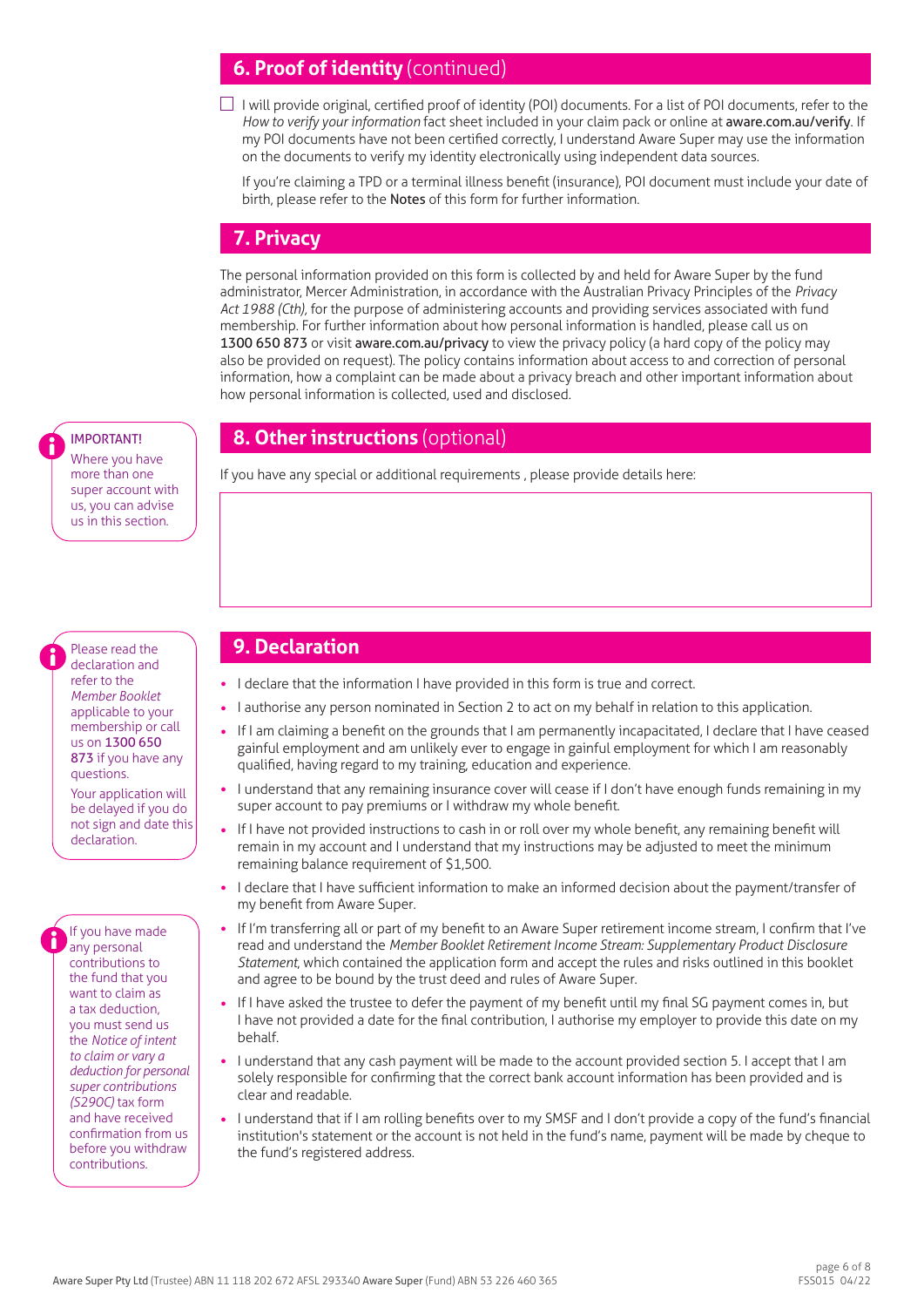## 6. Proof of identity (continued)

☐ I will provide original, certified proof of identity (POI) documents. For a list of POI documents, refer to the *How to verify your information* fact sheet included in your claim pack or online at **aware.com.au/verify**. If my POI documents have not been certified correctly, I understand Aware Super may use the information on the documents to verify my identity electronically using independent data sources.

If you're claiming a TPD or a terminal illness benefit (insurance), POI document must include your date of birth, please refer to the **Notes** of this form for further information.

## 7. Privacy

The personal information provided on this form is collected by and held for Aware Super by the fund administrator, Mercer Administration, in accordance with the Australian Privacy Principles of the *Privacy Act 1988 (Cth)*, for the purpose of administering accounts and providing services associated with fund membership. For further information about how personal information is handled, please call us on **1300 650 873** or visit **aware.com.au/privacy** to view the privacy policy (a hard copy of the policy may also be provided on request). The policy contains information about access to and correction of personal information, how a complaint can be made about a privacy breach and other important information about how personal information is collected, used and disclosed.

## 8. Other instructions (optional)

IMPORTANT! Where you have more than one super account with us, you can advise us in this section.

If you have any special or additional requirements , please provide details here:

## 9. Declaration

Please read the declaration and refer to the *Member Booklet* applicable to your membership or call us on **1300 650 873** if you have any questions.

Your application will be delayed if you do not sign and date this declaration.

If you have made any personal contributions to the fund that you want to claim as a tax deduction, you must send us the *Notice of intent to claim or vary a deduction for personal super contributions (S290C)* tax form and have received confirmation from us before you withdraw contributions.

- I declare that the information I have provided in this form is true and correct.
- I authorise any person nominated in Section 2 to act on my behalf in relation to this application.
- If I am claiming a benefit on the grounds that I am permanently incapacitated, I declare that I have ceased gainful employment and am unlikely ever to engage in gainful employment for which I am reasonably qualified, having regard to my training, education and experience.
- I understand that any remaining insurance cover will cease if I don't have enough funds remaining in my super account to pay premiums or I withdraw my whole benefit.
- If I have not provided instructions to cash in or roll over my whole benefit, any remaining benefit will remain in my account and I understand that my instructions may be adjusted to meet the minimum remaining balance requirement of $1,500.
- I declare that I have sufficient information to make an informed decision about the payment/transfer of my benefit from Aware Super.
- If I'm transferring all or part of my benefit to an Aware Super retirement income stream, I confirm that I've read and understand the *Member Booklet Retirement Income Stream: Supplementary Product Disclosure Statement*, which contained the application form and accept the rules and risks outlined in this booklet and agree to be bound by the trust deed and rules of Aware Super.
- If I have asked the trustee to defer the payment of my benefit until my final SG payment comes in, but I have not provided a date for the final contribution, I authorise my employer to provide this date on my behalf.
- I understand that any cash payment will be made to the account provided section 5. I accept that I am solely responsible for confirming that the correct bank account information has been provided and is clear and readable.
- I understand that if I am rolling benefits over to my SMSF and I don't provide a copy of the fund's financial institution's statement or the account is not held in the fund's name, payment will be made by cheque to the fund's registered address.

**Aware Super Pty Ltd** (Trustee) ABN 11 118 202 672 AFSL 293340 **Aware Super** (Fund) ABN 53 226 460 365

FSS015 04/22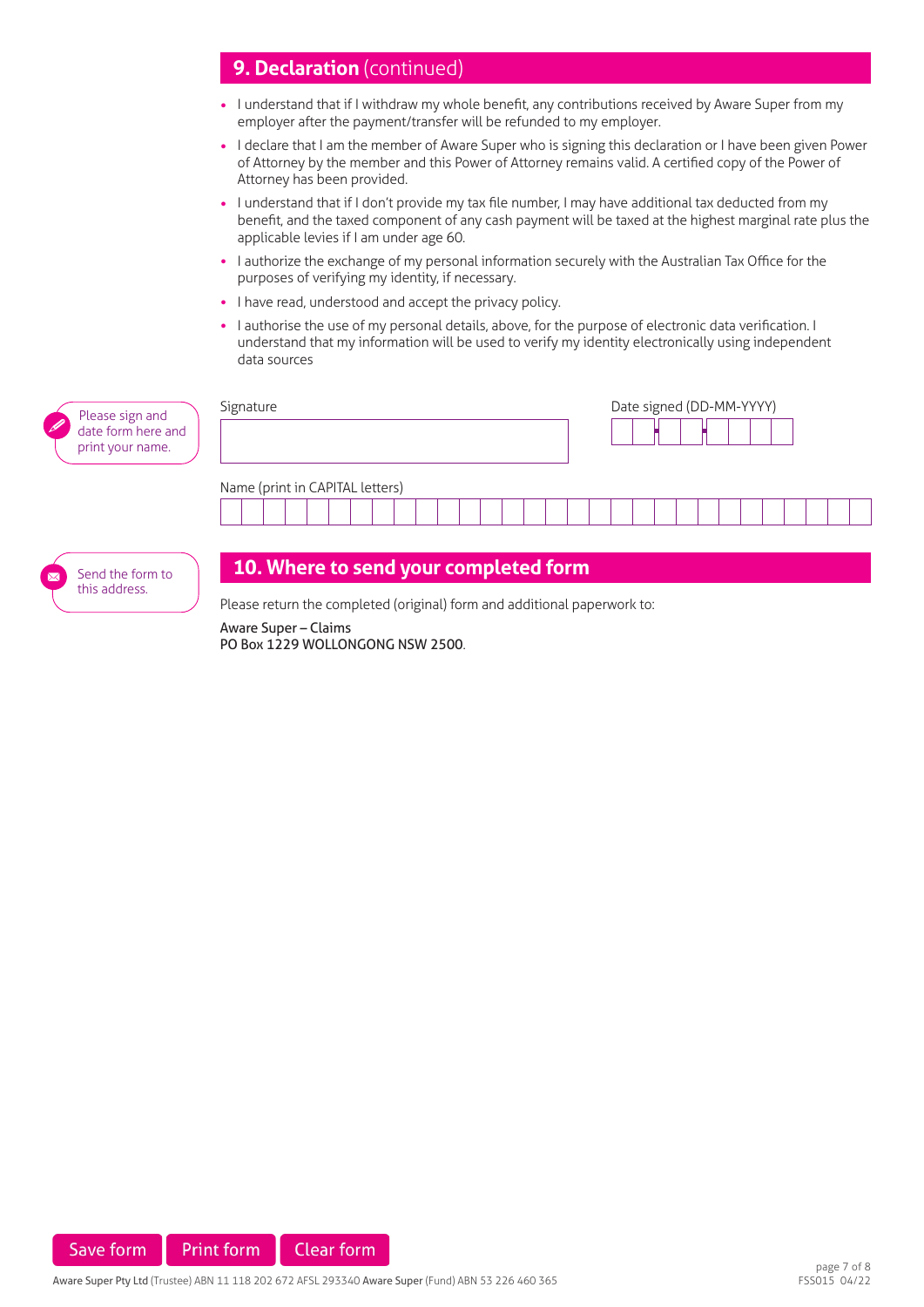## 9. Declaration (continued)

- I understand that if I withdraw my whole benefit, any contributions received by Aware Super from my employer after the payment/transfer will be refunded to my employer.
- I declare that I am the member of Aware Super who is signing this declaration or I have been given Power of Attorney by the member and this Power of Attorney remains valid. A certified copy of the Power of Attorney has been provided.
- I understand that if I don't provide my tax file number, I may have additional tax deducted from my benefit, and the taxed component of any cash payment will be taxed at the highest marginal rate plus the applicable levies if I am under age 60.
- I authorize the exchange of my personal information securely with the Australian Tax Office for the purposes of verifying my identity, if necessary.
- I have read, understood and accept the privacy policy.
- I authorise the use of my personal details, above, for the purpose of electronic data verification. I understand that my information will be used to verify my identity electronically using independent data sources

Please sign and date form here and print your name.

Signature

Date signed (DD-MM-YYYY)

Name (print in CAPITAL letters)

## 10. Where to send your completed form

Send the form to this address.

Please return the completed (original) form and additional paperwork to:

Aware Super – Claims
PO Box 1229 WOLLONGONG NSW 2500.

Save form | Print form | Clear form

**Aware Super Pty Ltd** (Trustee) ABN 11 118 202 672 AFSL 293340 **Aware Super** (Fund) ABN 53 226 460 365

FSS015 04/22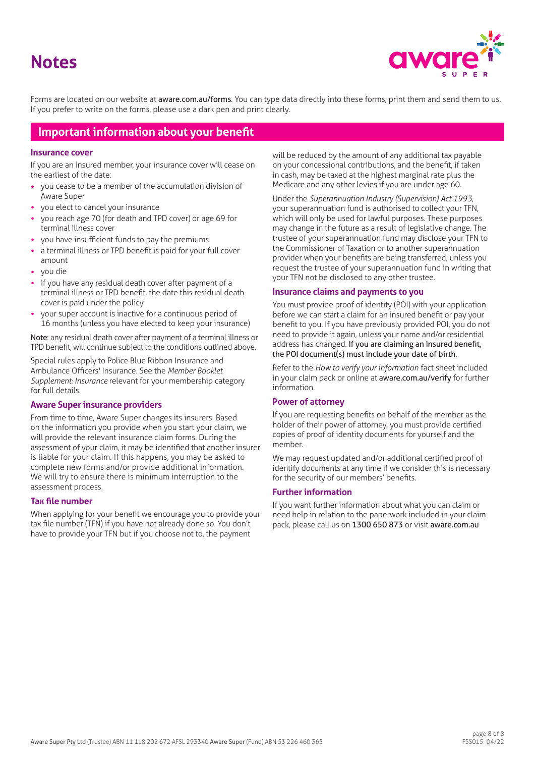# Notes

Forms are located on our website at **aware.com.au/forms**. You can type data directly into these forms, print them and send them to us. If you prefer to write on the forms, please use a dark pen and print clearly.

## Important information about your benefit

### Insurance cover

If you are an insured member, your insurance cover will cease on the earliest of the date:

- you cease to be a member of the accumulation division of Aware Super
- you elect to cancel your insurance
- you reach age 70 (for death and TPD cover) or age 69 for terminal illness cover
- you have insufficient funds to pay the premiums
- a terminal illness or TPD benefit is paid for your full cover amount
- you die
- if you have any residual death cover after payment of a terminal illness or TPD benefit, the date this residual death cover is paid under the policy
- your super account is inactive for a continuous period of 16 months (unless you have elected to keep your insurance)

**Note**: any residual death cover after payment of a terminal illness or TPD benefit, will continue subject to the conditions outlined above.

Special rules apply to Police Blue Ribbon Insurance and Ambulance Officers' Insurance. See the *Member Booklet Supplement: Insurance* relevant for your membership category for full details.

### Aware Super insurance providers

From time to time, Aware Super changes its insurers. Based on the information you provide when you start your claim, we will provide the relevant insurance claim forms. During the assessment of your claim, it may be identified that another insurer is liable for your claim. If this happens, you may be asked to complete new forms and/or provide additional information. We will try to ensure there is minimum interruption to the assessment process.

### Tax file number

When applying for your benefit we encourage you to provide your tax file number (TFN) if you have not already done so. You don't have to provide your TFN but if you choose not to, the payment will be reduced by the amount of any additional tax payable on your concessional contributions, and the benefit, if taken in cash, may be taxed at the highest marginal rate plus the Medicare and any other levies if you are under age 60.

Under the *Superannuation Industry (Supervision) Act 1993*, your superannuation fund is authorised to collect your TFN, which will only be used for lawful purposes. These purposes may change in the future as a result of legislative change. The trustee of your superannuation fund may disclose your TFN to the Commissioner of Taxation or to another superannuation provider when your benefits are being transferred, unless you request the trustee of your superannuation fund in writing that your TFN not be disclosed to any other trustee.

### Insurance claims and payments to you

You must provide proof of identity (POI) with your application before we can start a claim for an insured benefit or pay your benefit to you. If you have previously provided POI, you do not need to provide it again, unless your name and/or residential address has changed. **If you are claiming an insured benefit, the POI document(s) must include your date of birth**.

Refer to the *How to verify your information* fact sheet included in your claim pack or online at **aware.com.au/verify** for further information.

### Power of attorney

If you are requesting benefits on behalf of the member as the holder of their power of attorney, you must provide certified copies of proof of identity documents for yourself and the member.

We may request updated and/or additional certified proof of identify documents at any time if we consider this is necessary for the security of our members' benefits.

### Further information

If you want further information about what you can claim or need help in relation to the paperwork included in your claim pack, please call us on **1300 650 873** or visit **aware.com.au**

**Aware Super Pty Ltd** (Trustee) ABN 11 118 202 672 AFSL 293340 **Aware Super** (Fund) ABN 53 226 460 365

FSS015 04/22